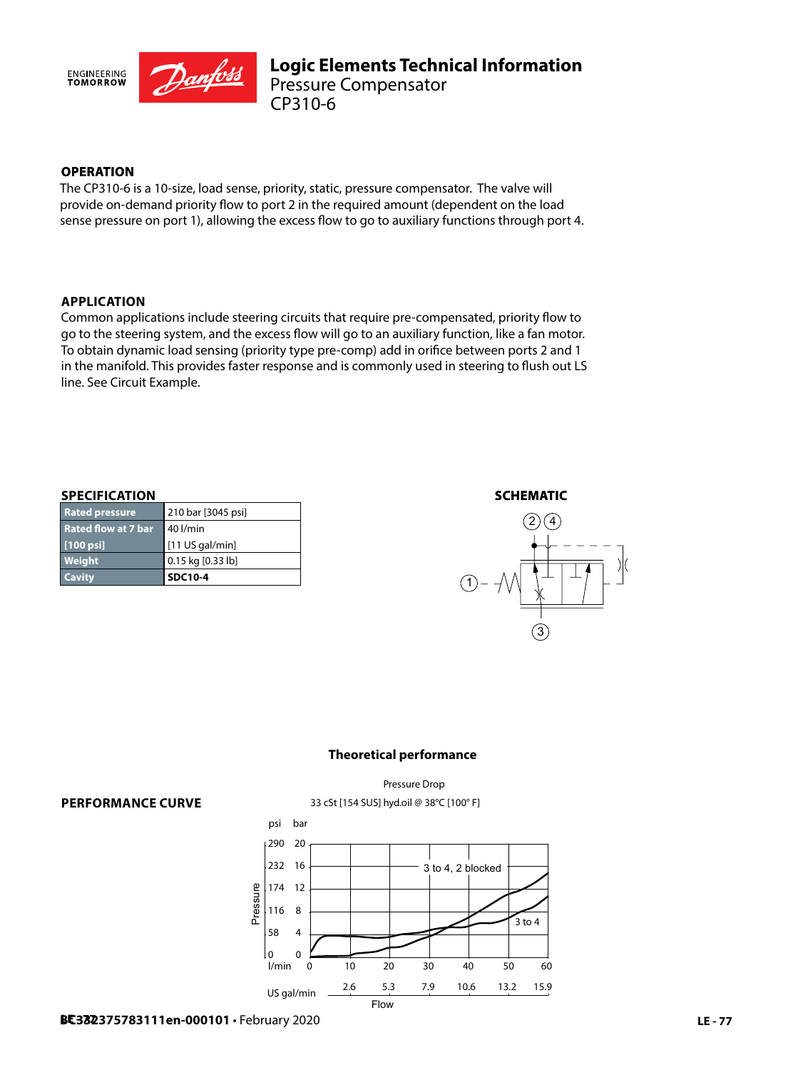# Logic Elements Technical Information

## Pressure Compensator
## CP310-6

### OPERATION

The CP310-6 is a 10-size, load sense, priority, static, pressure compensator. The valve will provide on-demand priority flow to port 2 in the required amount (dependent on the load sense pressure on port 1), allowing the excess flow to go to auxiliary functions through port 4.

### APPLICATION

Common applications include steering circuits that require pre-compensated, priority flow to go to the steering system, and the excess flow will go to an auxiliary function, like a fan motor. To obtain dynamic load sensing (priority type pre-comp) add in orifice between ports 2 and 1 in the manifold. This provides faster response and is commonly used in steering to flush out LS line. See Circuit Example.

### SPECIFICATION

| | |
|---|---|
| **Rated pressure** | 210 bar [3045 psi] |
| **Rated flow at 7 bar [100 psi]** | 40 l/min [11 US gal/min] |
| **Weight** | 0.15 kg [0.33 lb] |
| **Cavity** | **SDC10-4** |

### SCHEMATIC

### PERFORMANCE CURVE

**Theoretical performance**

Pressure Drop

33 cSt [154 SUS] hyd.oil @ 38°C [100° F]

Pressure (psi / bar): 0/0, 58/4, 116/8, 174/12, 232/16, 290/20

Flow (l/min): 0, 10, 20, 30, 40, 50, 60

Flow (US gal/min): 2.6, 5.3, 7.9, 10.6, 13.2, 15.9

Curves: 3 to 4, 2 blocked; 3 to 4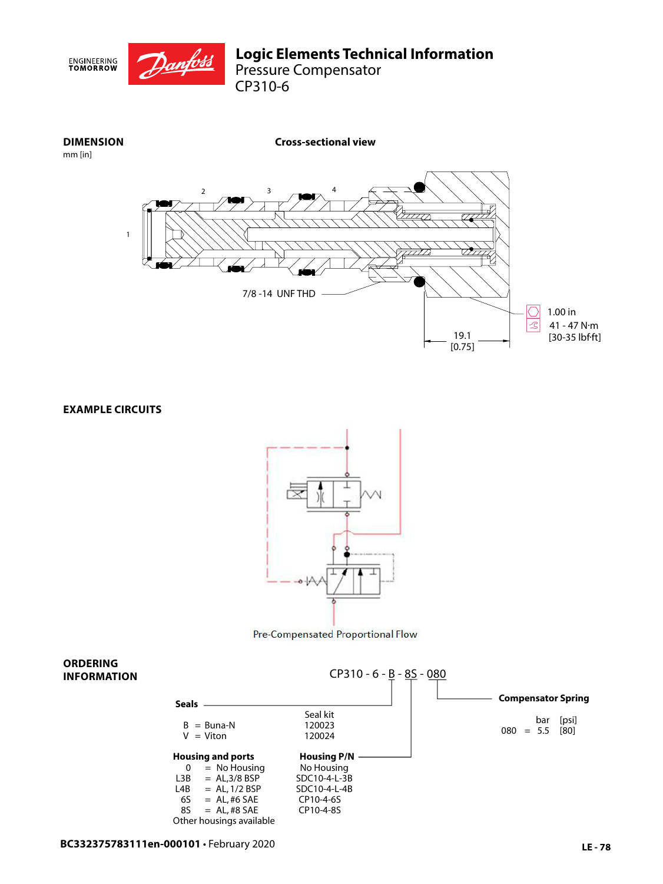# Logic Elements Technical Information
## Pressure Compensator
## CP310-6

**DIMENSION**
mm [in]

**Cross-sectional view**

2
3
4
1
7/8 -14 UNF THD
19.1
[0.75]
1.00 in
41 - 47 N·m
[30-35 lbf·ft]

**EXAMPLE CIRCUITS**

Pre-Compensated Proportional Flow

**ORDERING INFORMATION**

CP310 - 6 - B - 8S - 080

**Seals**

| | Seal kit |
|---|---|
| B = Buna-N | 120023 |
| V = Viton | 120024 |

**Compensator Spring**

| | bar | [psi] |
|---|---|---|
| 080 = | 5.5 | [80] |

| Housing and ports | Housing P/N |
|---|---|
| 0 = No Housing | No Housing |
| L3B = AL,3/8 BSP | SDC10-4-L-3B |
| L4B = AL, 1/2 BSP | SDC10-4-L-4B |
| 6S = AL, #6 SAE | CP10-4-6S |
| 8S = AL, #8 SAE | CP10-4-8S |

Other housings available

**BC332375783111en-000101** • February 2020